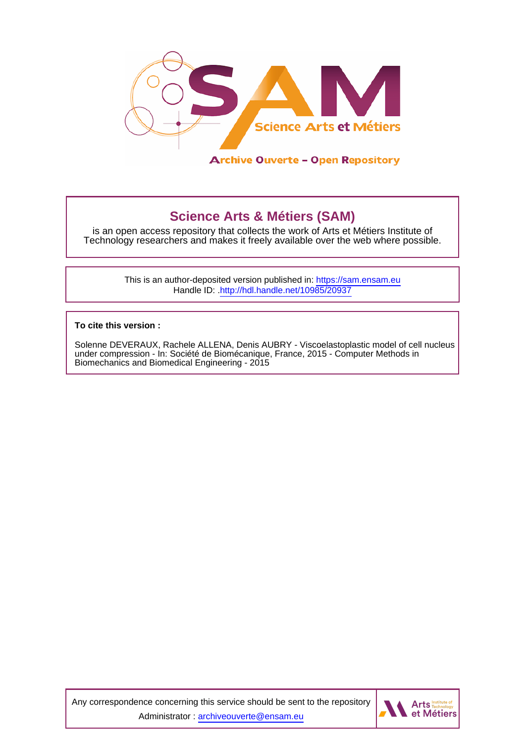# Science Arts & Métiers (SAM)

is an open access repository that collects the work of Arts et Métiers Institute of Technology researchers and makes it freely available over the web where possible.

This is an author-deposited version published in: https://sam.ensam.eu
Handle ID: .http://hdl.handle.net/10985/20937

**To cite this version :**

Solenne DEVERAUX, Rachele ALLENA, Denis AUBRY - Viscoelastoplastic model of cell nucleus under compression - In: Société de Biomécanique, France, 2015 - Computer Methods in Biomechanics and Biomedical Engineering - 2015

Any correspondence concerning this service should be sent to the repository Administrator : archiveouverte@ensam.eu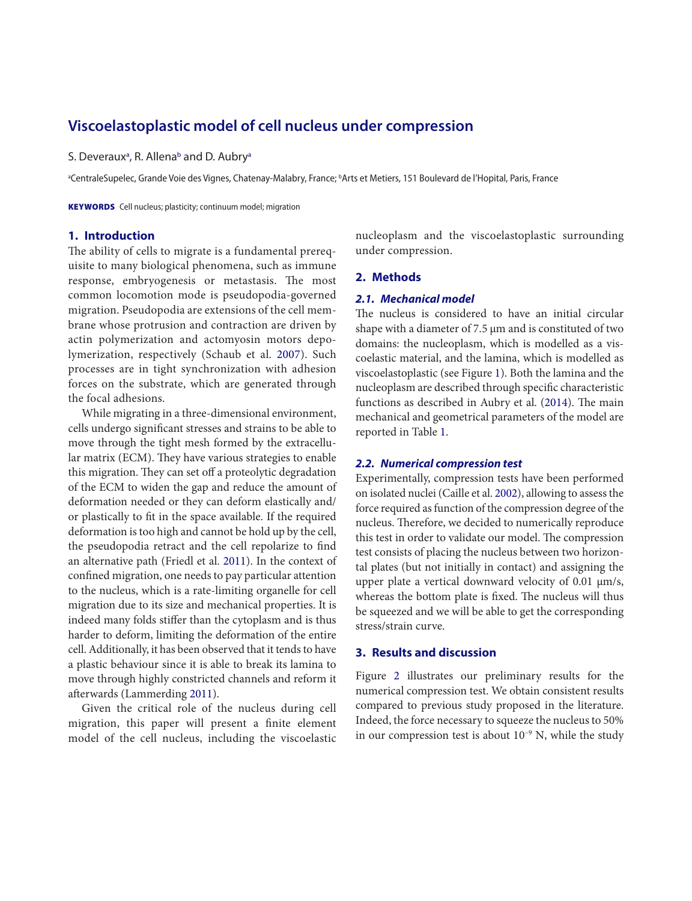# Viscoelastoplastic model of cell nucleus under compression

S. Deveraux[a], R. Allena[b] and D. Aubry[a]

[a]CentraleSupelec, Grande Voie des Vignes, Chatenay-Malabry, France; [b]Arts et Metiers, 151 Boulevard de l'Hopital, Paris, France

**KEYWORDS** Cell nucleus; plasticity; continuum model; migration

## 1. Introduction

The ability of cells to migrate is a fundamental prerequisite to many biological phenomena, such as immune response, embryogenesis or metastasis. The most common locomotion mode is pseudopodia-governed migration. Pseudopodia are extensions of the cell membrane whose protrusion and contraction are driven by actin polymerization and actomyosin motors depolymerization, respectively (Schaub et al. 2007). Such processes are in tight synchronization with adhesion forces on the substrate, which are generated through the focal adhesions.

While migrating in a three-dimensional environment, cells undergo significant stresses and strains to be able to move through the tight mesh formed by the extracellular matrix (ECM). They have various strategies to enable this migration. They can set off a proteolytic degradation of the ECM to widen the gap and reduce the amount of deformation needed or they can deform elastically and/or plastically to fit in the space available. If the required deformation is too high and cannot be hold up by the cell, the pseudopodia retract and the cell repolarize to find an alternative path (Friedl et al. 2011). In the context of confined migration, one needs to pay particular attention to the nucleus, which is a rate-limiting organelle for cell migration due to its size and mechanical properties. It is indeed many folds stiffer than the cytoplasm and is thus harder to deform, limiting the deformation of the entire cell. Additionally, it has been observed that it tends to have a plastic behaviour since it is able to break its lamina to move through highly constricted channels and reform it afterwards (Lammerding 2011).

Given the critical role of the nucleus during cell migration, this paper will present a finite element model of the cell nucleus, including the viscoelastic nucleoplasm and the viscoelastoplastic surrounding under compression.

## 2. Methods

### *2.1. Mechanical model*

The nucleus is considered to have an initial circular shape with a diameter of 7.5 µm and is constituted of two domains: the nucleoplasm, which is modelled as a viscoelastic material, and the lamina, which is modelled as viscoelastoplastic (see Figure 1). Both the lamina and the nucleoplasm are described through specific characteristic functions as described in Aubry et al. (2014). The main mechanical and geometrical parameters of the model are reported in Table 1.

### *2.2. Numerical compression test*

Experimentally, compression tests have been performed on isolated nuclei (Caille et al. 2002), allowing to assess the force required as function of the compression degree of the nucleus. Therefore, we decided to numerically reproduce this test in order to validate our model. The compression test consists of placing the nucleus between two horizontal plates (but not initially in contact) and assigning the upper plate a vertical downward velocity of 0.01 µm/s, whereas the bottom plate is fixed. The nucleus will thus be squeezed and we will be able to get the corresponding stress/strain curve.

## 3. Results and discussion

Figure 2 illustrates our preliminary results for the numerical compression test. We obtain consistent results compared to previous study proposed in the literature. Indeed, the force necessary to squeeze the nucleus to 50% in our compression test is about $10^{-9}$ N, while the study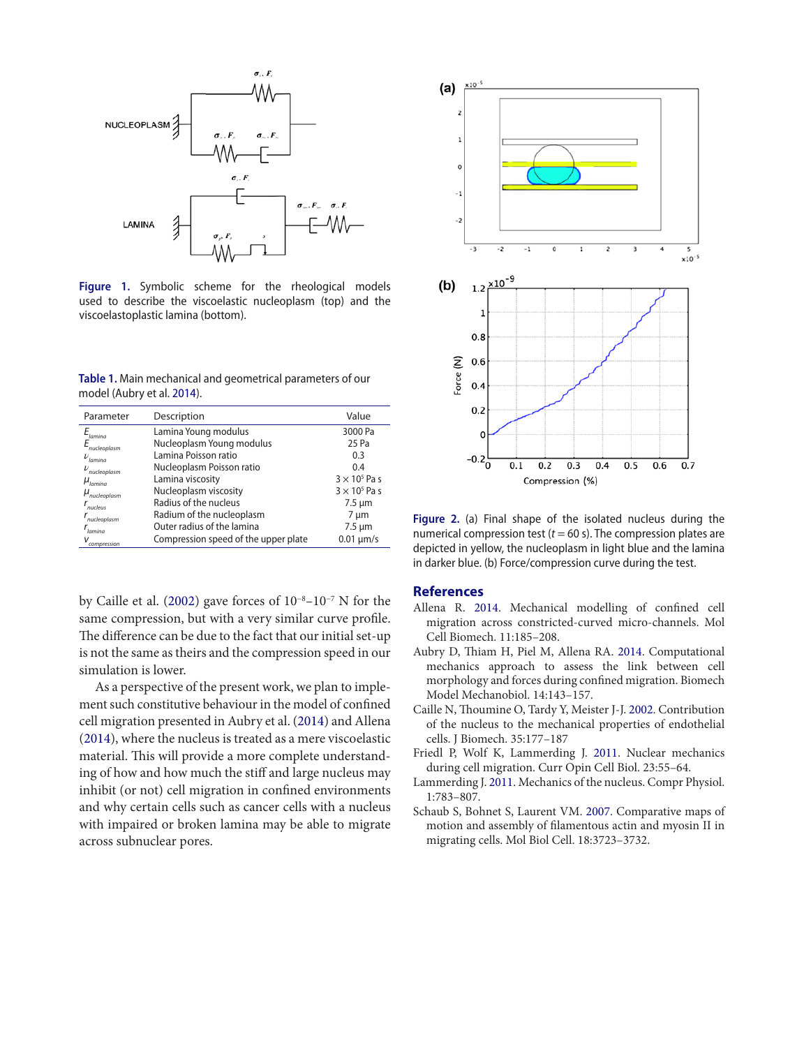NUCLEOPLASM

LAMINA

Figure 1. Symbolic scheme for the rheological models used to describe the viscoelastic nucleoplasm (top) and the viscoelastoplastic lamina (bottom).

Table 1. Main mechanical and geometrical parameters of our model (Aubry et al. 2014).

| Parameter | Description | Value |
|---|---|---|
| $E_{lamina}$ | Lamina Young modulus | 3000 Pa |
| $E_{nucleoplasm}$ | Nucleoplasm Young modulus | 25 Pa |
| $\nu_{lamina}$ | Lamina Poisson ratio | 0.3 |
| $\nu_{nucleoplasm}$ | Nucleoplasm Poisson ratio | 0.4 |
| $\mu_{lamina}$ | Lamina viscosity | $3 \times 10^5$ Pa s |
| $\mu_{nucleoplasm}$ | Nucleoplasm viscosity | $3 \times 10^5$ Pa s |
| $r_{nucleus}$ | Radius of the nucleus | 7.5 µm |
| $r_{nucleoplasm}$ | Radium of the nucleoplasm | 7 µm |
| $r_{lamina}$ | Outer radius of the lamina | 7.5 µm |
| $V_{compression}$ | Compression speed of the upper plate | 0.01 µm/s |

by Caille et al. (2002) gave forces of $10^{-8}$–$10^{-7}$ N for the same compression, but with a very similar curve profile. The difference can be due to the fact that our initial set-up is not the same as theirs and the compression speed in our simulation is lower.

As a perspective of the present work, we plan to implement such constitutive behaviour in the model of confined cell migration presented in Aubry et al. (2014) and Allena (2014), where the nucleus is treated as a mere viscoelastic material. This will provide a more complete understanding of how and how much the stiff and large nucleus may inhibit (or not) cell migration in confined environments and why certain cells such as cancer cells with a nucleus with impaired or broken lamina may be able to migrate across subnuclear pores.

(a)

(b)

Force (N)

Compression (%)

Figure 2. (a) Final shape of the isolated nucleus during the numerical compression test ($t = 60$ s). The compression plates are depicted in yellow, the nucleoplasm in light blue and the lamina in darker blue. (b) Force/compression curve during the test.

## References

Allena R. 2014. Mechanical modelling of confined cell migration across constricted-curved micro-channels. Mol Cell Biomech. 11:185–208.

Aubry D, Thiam H, Piel M, Allena RA. 2014. Computational mechanics approach to assess the link between cell morphology and forces during confined migration. Biomech Model Mechanobiol. 14:143–157.

Caille N, Thoumine O, Tardy Y, Meister J-J. 2002. Contribution of the nucleus to the mechanical properties of endothelial cells. J Biomech. 35:177–187

Friedl P, Wolf K, Lammerding J. 2011. Nuclear mechanics during cell migration. Curr Opin Cell Biol. 23:55–64.

Lammerding J. 2011. Mechanics of the nucleus. Compr Physiol. 1:783–807.

Schaub S, Bohnet S, Laurent VM. 2007. Comparative maps of motion and assembly of filamentous actin and myosin II in migrating cells. Mol Biol Cell. 18:3723–3732.